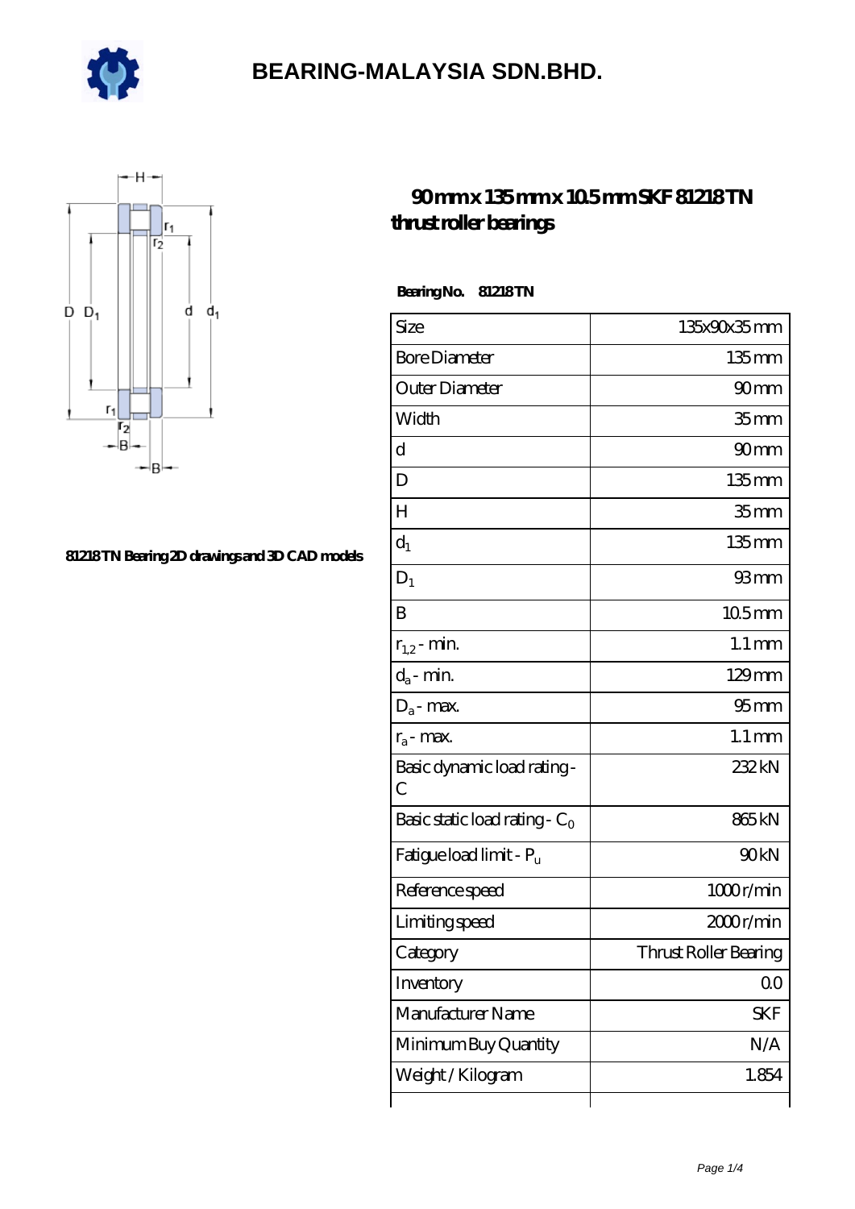# BEARING-MALAYSIA SDN.BHD.

81218 TN Bearing 2D drawings and 3D CAD models

## 90 mm x 135 mm x 10.5 mm SKF 81218 TN thrust roller bearings

**Bearing No. 81218 TN**

| Size | 135x90x35 mm |
|---|---|
| Bore Diameter | 135 mm |
| Outer Diameter | 90 mm |
| Width | 35 mm |
| d | 90 mm |
| D | 135 mm |
| H | 35 mm |
| $d_1$ | 135 mm |
| $D_1$ | 93 mm |
| B | 10.5 mm |
| $r_{1,2}$ - min. | 1.1 mm |
| $d_a$ - min. | 129 mm |
| $D_a$ - max. | 95 mm |
| $r_a$ - max. | 1.1 mm |
| Basic dynamic load rating - C | 232 kN |
| Basic static load rating - $C_0$ | 865 kN |
| Fatigue load limit - $P_u$ | 90 kN |
| Reference speed | 1000 r/min |
| Limiting speed | 2000 r/min |
| Category | Thrust Roller Bearing |
| Inventory | 0.0 |
| Manufacturer Name | SKF |
| Minimum Buy Quantity | N/A |
| Weight / Kilogram | 1.854 |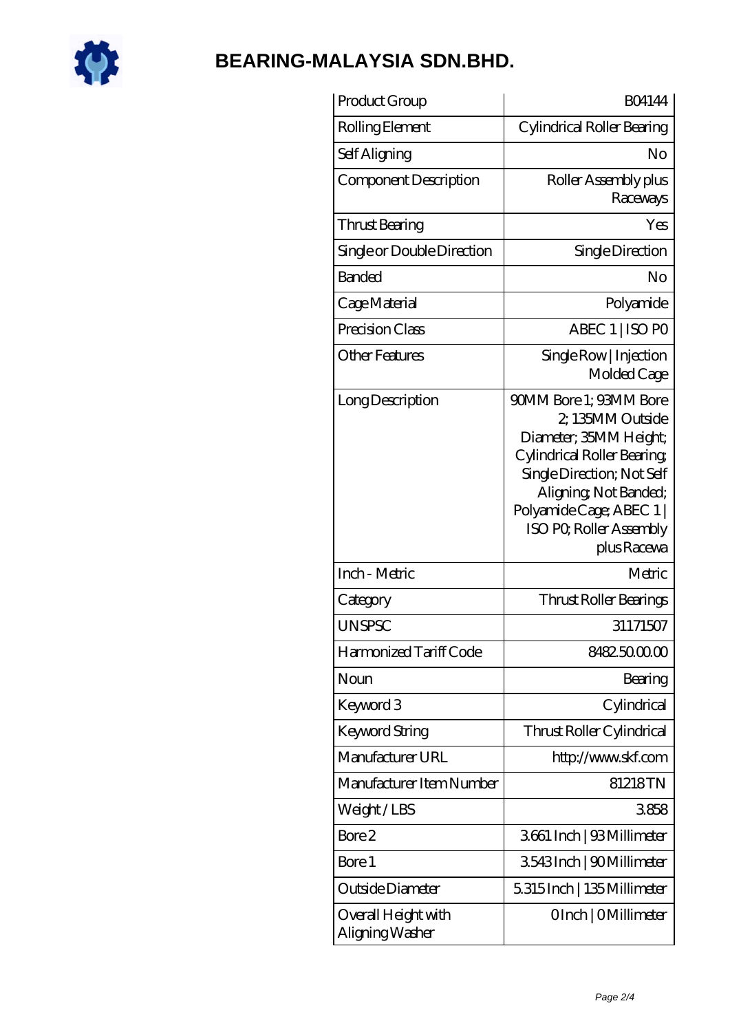# BEARING-MALAYSIA SDN.BHD.

| Product Group | B04144 |
|---|---|
| Rolling Element | Cylindrical Roller Bearing |
| Self Aligning | No |
| Component Description | Roller Assembly plus Raceways |
| Thrust Bearing | Yes |
| Single or Double Direction | Single Direction |
| Banded | No |
| Cage Material | Polyamide |
| Precision Class | ABEC 1 \| ISO P0 |
| Other Features | Single Row \| Injection Molded Cage |
| Long Description | 90MM Bore 1; 93MM Bore 2; 135MM Outside Diameter; 35MM Height; Cylindrical Roller Bearing; Single Direction; Not Self Aligning; Not Banded; Polyamide Cage; ABEC 1 \| ISO P0; Roller Assembly plus Racewa |
| Inch - Metric | Metric |
| Category | Thrust Roller Bearings |
| UNSPSC | 31171507 |
| Harmonized Tariff Code | 8482.50.00.00 |
| Noun | Bearing |
| Keyword 3 | Cylindrical |
| Keyword String | Thrust Roller Cylindrical |
| Manufacturer URL | http://www.skf.com |
| Manufacturer Item Number | 81218 TN |
| Weight / LBS | 3.858 |
| Bore 2 | 3.661 Inch \| 93 Millimeter |
| Bore 1 | 3.543 Inch \| 90 Millimeter |
| Outside Diameter | 5.315 Inch \| 135 Millimeter |
| Overall Height with Aligning Washer | 0 Inch \| 0 Millimeter |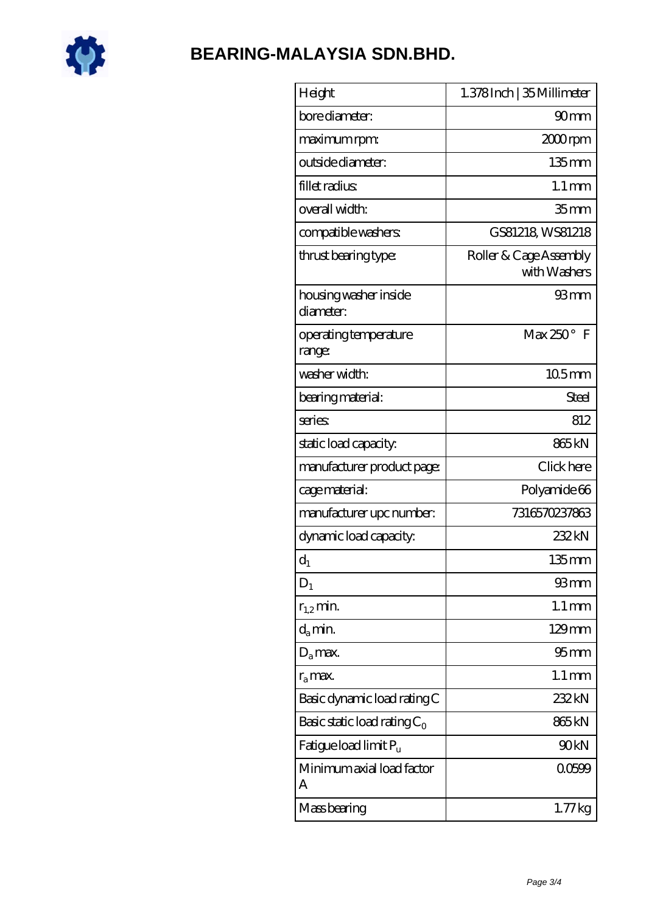# BEARING-MALAYSIA SDN.BHD.

| | |
|---|---|
| Height | 1.378 Inch \| 35 Millimeter |
| bore diameter: | 90 mm |
| maximum rpm: | 2000 rpm |
| outside diameter: | 135 mm |
| fillet radius: | 1.1 mm |
| overall width: | 35 mm |
| compatible washers: | GS81218, WS81218 |
| thrust bearing type: | Roller & Cage Assembly with Washers |
| housing washer inside diameter: | 93 mm |
| operating temperature range: | Max 250 ° F |
| washer width: | 10.5 mm |
| bearing material: | Steel |
| series: | 812 |
| static load capacity: | 865 kN |
| manufacturer product page: | Click here |
| cage material: | Polyamide 66 |
| manufacturer upc number: | 7316570237863 |
| dynamic load capacity: | 232 kN |
| $d_1$ | 135 mm |
| $D_1$ | 93 mm |
| $r_{1,2}$ min. | 1.1 mm |
| $d_a$ min. | 129 mm |
| $D_a$ max. | 95 mm |
| $r_a$ max. | 1.1 mm |
| Basic dynamic load rating C | 232 kN |
| Basic static load rating $C_0$ | 865 kN |
| Fatigue load limit $P_u$ | 90 kN |
| Minimum axial load factor A | 0.0599 |
| Mass bearing | 1.77 kg |